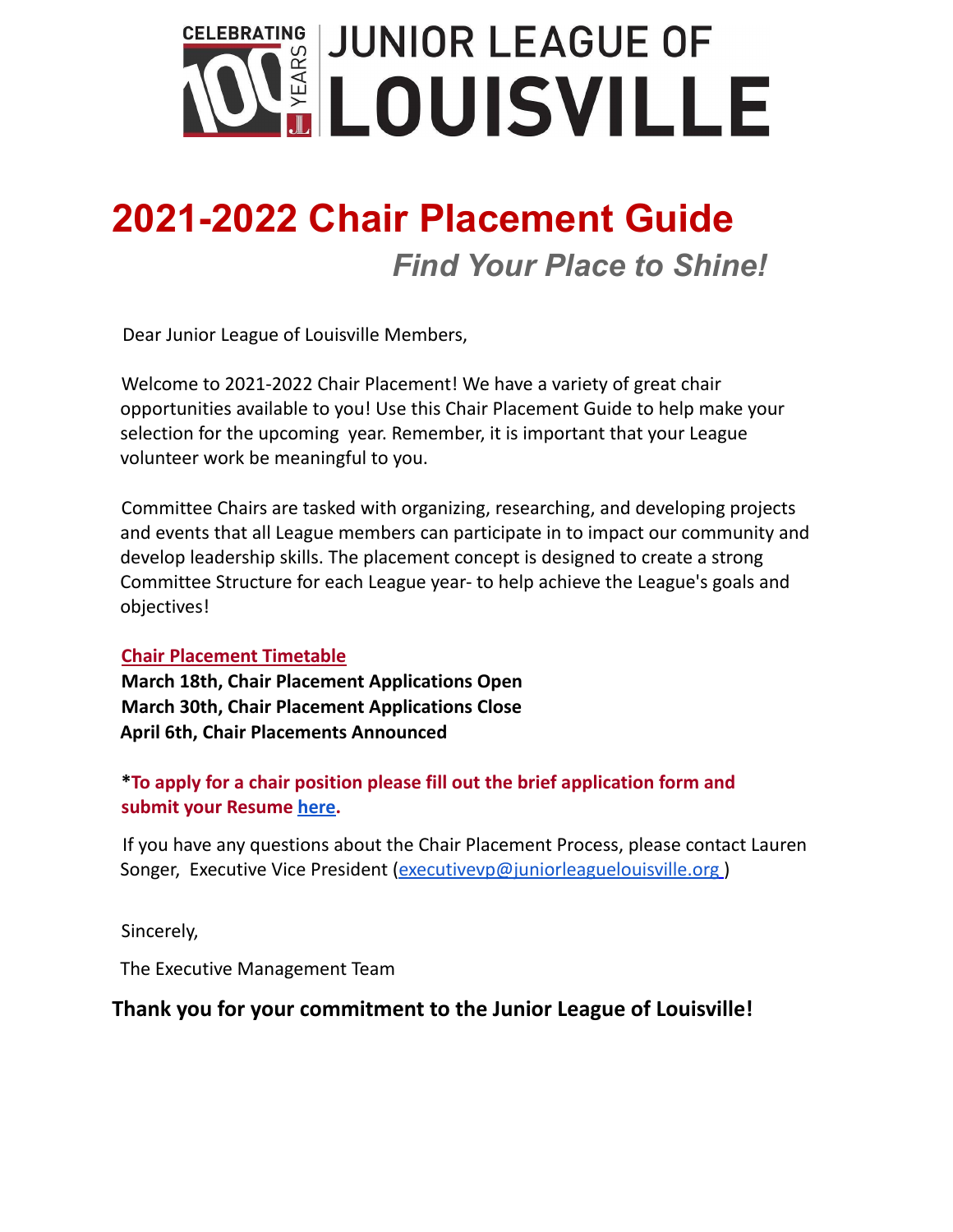CELEBRATING 100 YEARS JUNIOR LEAGUE OF LOUISVILLE

# 2021-2022 Chair Placement Guide

## *Find Your Place to Shine!*

Dear Junior League of Louisville Members,

Welcome to 2021-2022 Chair Placement! We have a variety of great chair opportunities available to you! Use this Chair Placement Guide to help make your selection for the upcoming year. Remember, it is important that your League volunteer work be meaningful to you.

Committee Chairs are tasked with organizing, researching, and developing projects and events that all League members can participate in to impact our community and develop leadership skills. The placement concept is designed to create a strong Committee Structure for each League year- to help achieve the League's goals and objectives!

**Chair Placement Timetable**

**March 18th, Chair Placement Applications Open**
**March 30th, Chair Placement Applications Close**
**April 6th, Chair Placements Announced**

***To apply for a chair position please fill out the brief application form and submit your Resume here.**

If you have any questions about the Chair Placement Process, please contact Lauren Songer, Executive Vice President (executivevp@juniorleaguelouisville.org )

Sincerely,

The Executive Management Team

**Thank you for your commitment to the Junior League of Louisville!**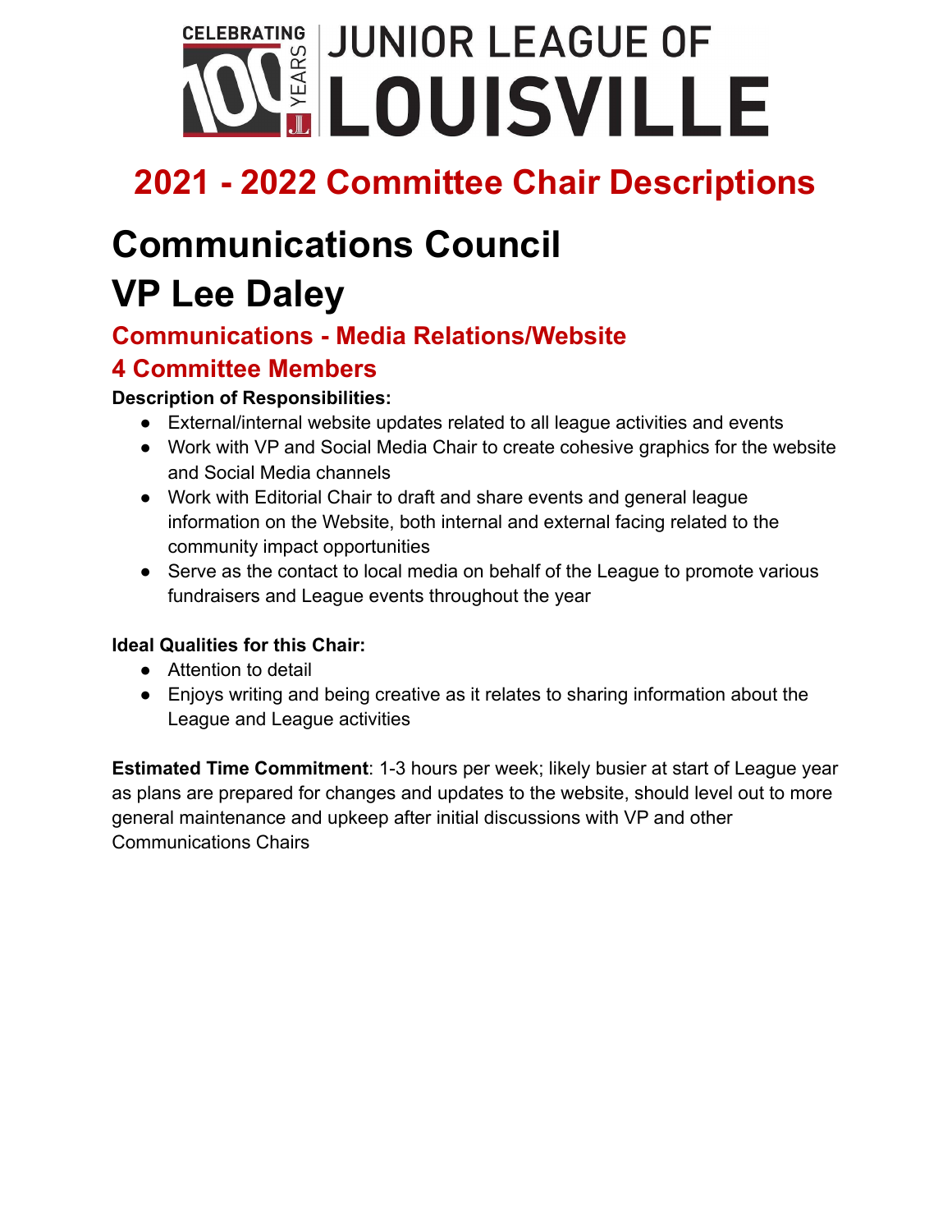# Junior League of Louisville

## 2021 - 2022 Committee Chair Descriptions

# Communications Council
# VP Lee Daley

### Communications - Media Relations/Website
### 4 Committee Members

**Description of Responsibilities:**

- External/internal website updates related to all league activities and events
- Work with VP and Social Media Chair to create cohesive graphics for the website and Social Media channels
- Work with Editorial Chair to draft and share events and general league information on the Website, both internal and external facing related to the community impact opportunities
- Serve as the contact to local media on behalf of the League to promote various fundraisers and League events throughout the year

**Ideal Qualities for this Chair:**

- Attention to detail
- Enjoys writing and being creative as it relates to sharing information about the League and League activities

**Estimated Time Commitment**: 1-3 hours per week; likely busier at start of League year as plans are prepared for changes and updates to the website, should level out to more general maintenance and upkeep after initial discussions with VP and other Communications Chairs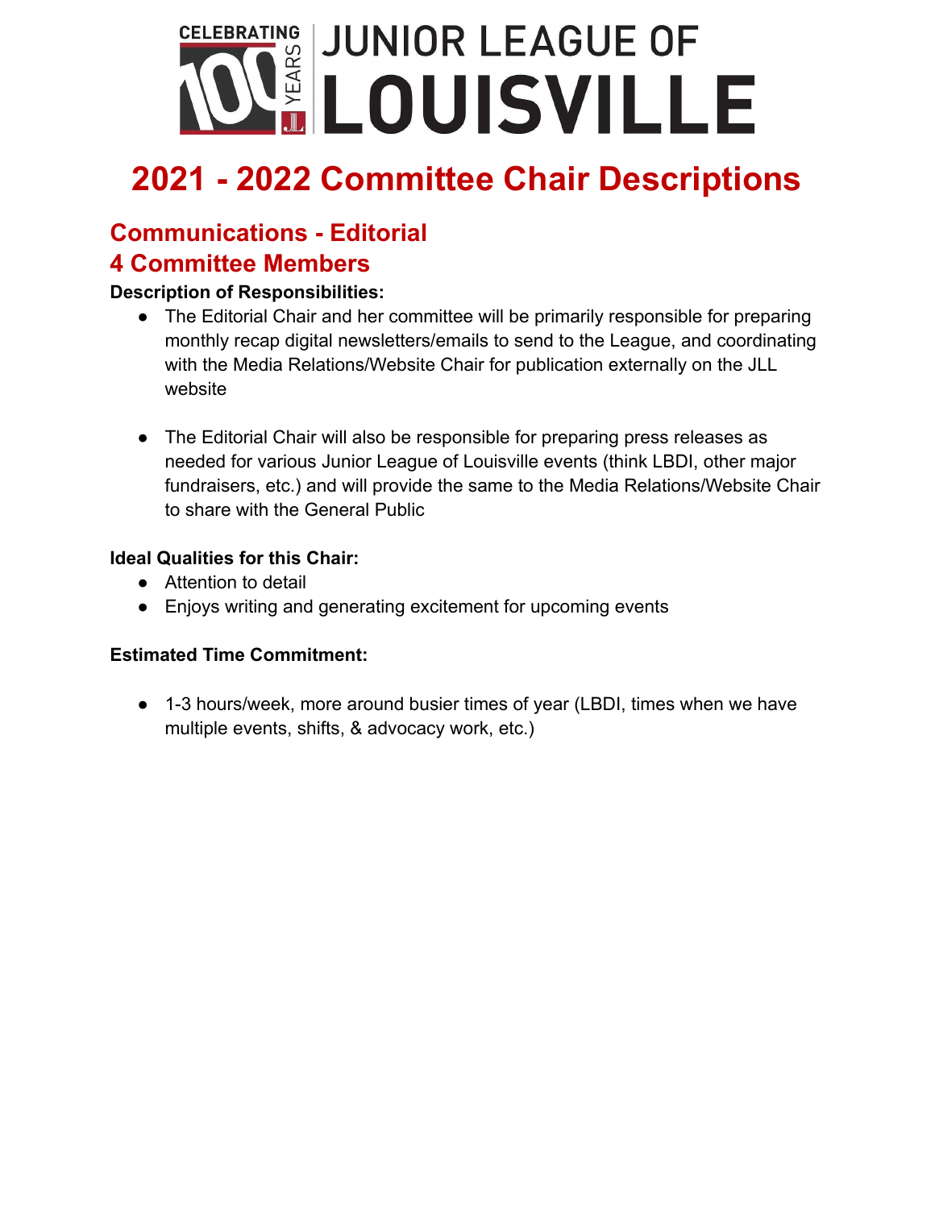# JUNIOR LEAGUE OF LOUISVILLE

## 2021 - 2022 Committee Chair Descriptions

### Communications - Editorial
### 4 Committee Members

**Description of Responsibilities:**

- The Editorial Chair and her committee will be primarily responsible for preparing monthly recap digital newsletters/emails to send to the League, and coordinating with the Media Relations/Website Chair for publication externally on the JLL website

- The Editorial Chair will also be responsible for preparing press releases as needed for various Junior League of Louisville events (think LBDI, other major fundraisers, etc.) and will provide the same to the Media Relations/Website Chair to share with the General Public

**Ideal Qualities for this Chair:**

- Attention to detail
- Enjoys writing and generating excitement for upcoming events

**Estimated Time Commitment:**

- 1-3 hours/week, more around busier times of year (LBDI, times when we have multiple events, shifts, & advocacy work, etc.)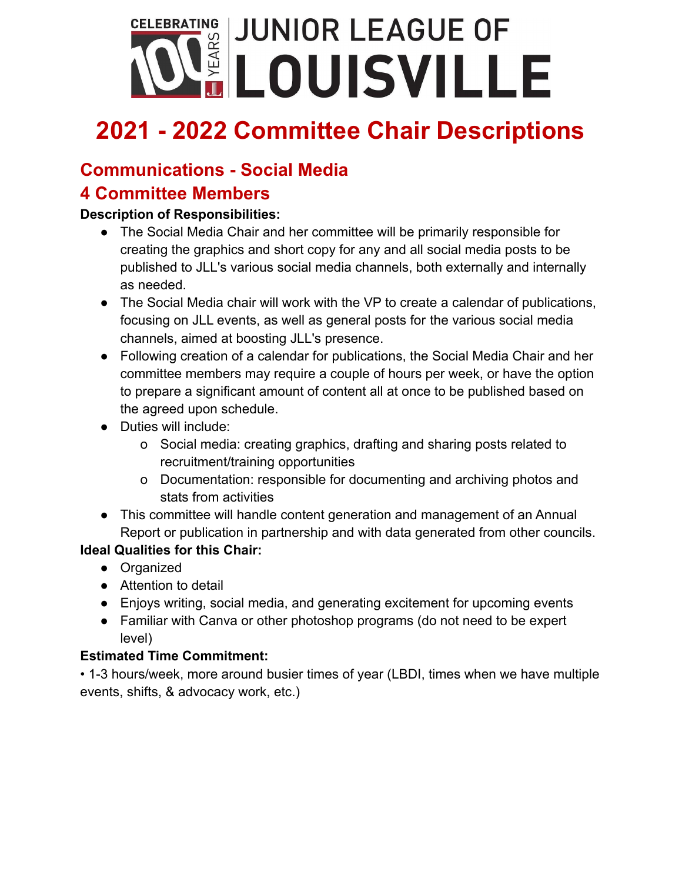# JUNIOR LEAGUE OF LOUISVILLE

CELEBRATING 100 YEARS

# 2021 - 2022 Committee Chair Descriptions

## Communications - Social Media

## 4 Committee Members

**Description of Responsibilities:**

- The Social Media Chair and her committee will be primarily responsible for creating the graphics and short copy for any and all social media posts to be published to JLL's various social media channels, both externally and internally as needed.
- The Social Media chair will work with the VP to create a calendar of publications, focusing on JLL events, as well as general posts for the various social media channels, aimed at boosting JLL's presence.
- Following creation of a calendar for publications, the Social Media Chair and her committee members may require a couple of hours per week, or have the option to prepare a significant amount of content all at once to be published based on the agreed upon schedule.
- Duties will include:
  - Social media: creating graphics, drafting and sharing posts related to recruitment/training opportunities
  - Documentation: responsible for documenting and archiving photos and stats from activities
- This committee will handle content generation and management of an Annual Report or publication in partnership and with data generated from other councils.

**Ideal Qualities for this Chair:**

- Organized
- Attention to detail
- Enjoys writing, social media, and generating excitement for upcoming events
- Familiar with Canva or other photoshop programs (do not need to be expert level)

**Estimated Time Commitment:**

• 1-3 hours/week, more around busier times of year (LBDI, times when we have multiple events, shifts, & advocacy work, etc.)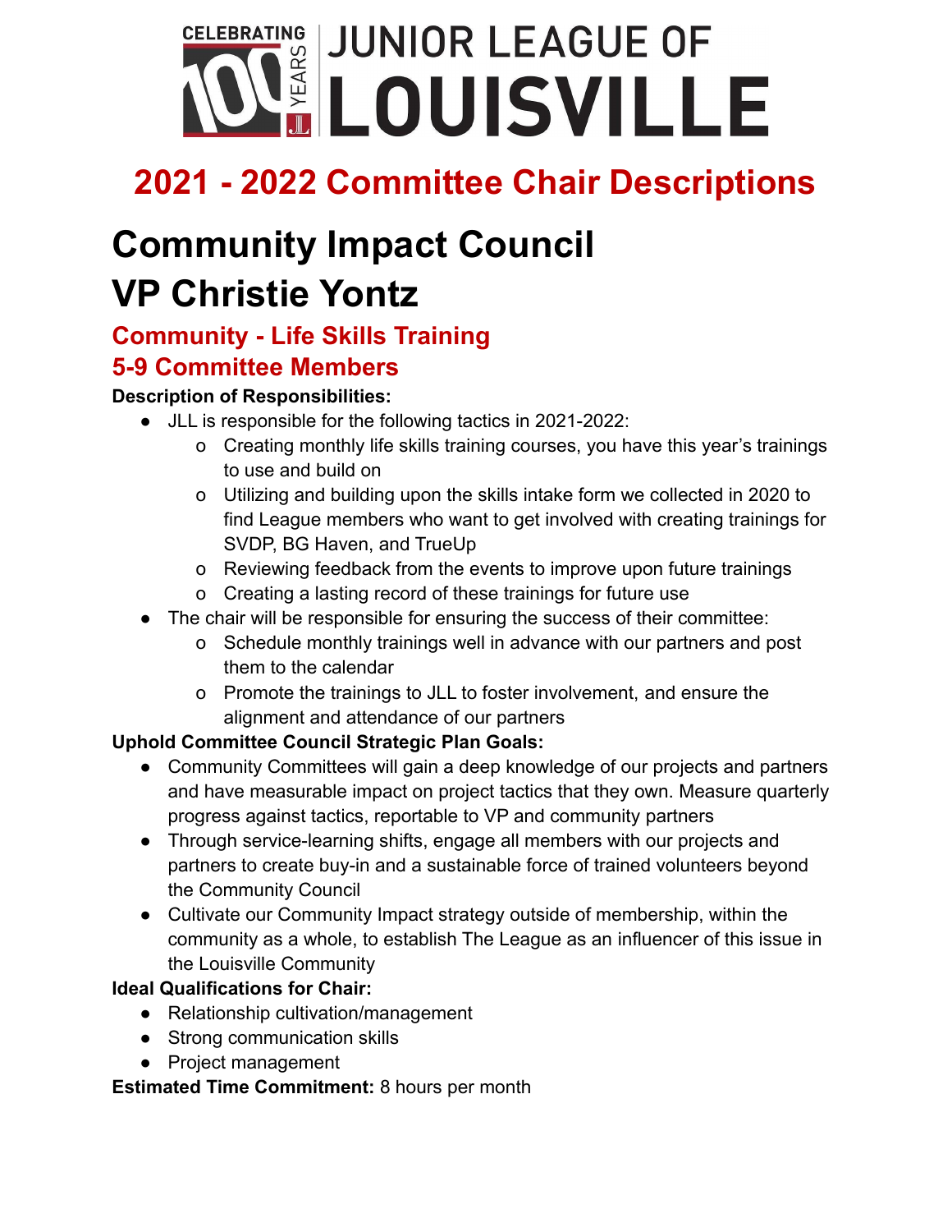# JUNIOR LEAGUE OF LOUISVILLE

CELEBRATING 100 YEARS

## 2021 - 2022 Committee Chair Descriptions

# Community Impact Council
# VP Christie Yontz

### Community - Life Skills Training
### 5-9 Committee Members

**Description of Responsibilities:**

- JLL is responsible for the following tactics in 2021-2022:
  - Creating monthly life skills training courses, you have this year's trainings to use and build on
  - Utilizing and building upon the skills intake form we collected in 2020 to find League members who want to get involved with creating trainings for SVDP, BG Haven, and TrueUp
  - Reviewing feedback from the events to improve upon future trainings
  - Creating a lasting record of these trainings for future use
- The chair will be responsible for ensuring the success of their committee:
  - Schedule monthly trainings well in advance with our partners and post them to the calendar
  - Promote the trainings to JLL to foster involvement, and ensure the alignment and attendance of our partners

**Uphold Committee Council Strategic Plan Goals:**

- Community Committees will gain a deep knowledge of our projects and partners and have measurable impact on project tactics that they own. Measure quarterly progress against tactics, reportable to VP and community partners
- Through service-learning shifts, engage all members with our projects and partners to create buy-in and a sustainable force of trained volunteers beyond the Community Council
- Cultivate our Community Impact strategy outside of membership, within the community as a whole, to establish The League as an influencer of this issue in the Louisville Community

**Ideal Qualifications for Chair:**

- Relationship cultivation/management
- Strong communication skills
- Project management

**Estimated Time Commitment:** 8 hours per month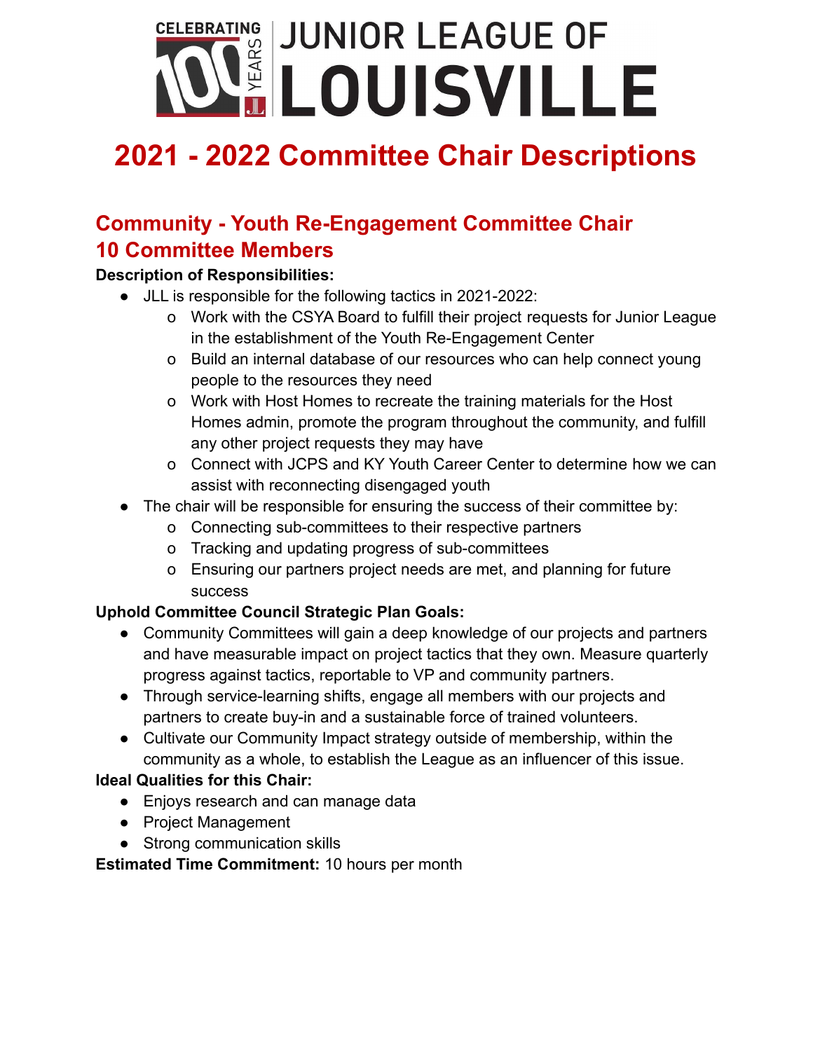# JUNIOR LEAGUE OF LOUISVILLE

CELEBRATING 100 YEARS

# 2021 - 2022 Committee Chair Descriptions

## Community - Youth Re-Engagement Committee Chair
## 10 Committee Members

**Description of Responsibilities:**

- JLL is responsible for the following tactics in 2021-2022:
  - Work with the CSYA Board to fulfill their project requests for Junior League in the establishment of the Youth Re-Engagement Center
  - Build an internal database of our resources who can help connect young people to the resources they need
  - Work with Host Homes to recreate the training materials for the Host Homes admin, promote the program throughout the community, and fulfill any other project requests they may have
  - Connect with JCPS and KY Youth Career Center to determine how we can assist with reconnecting disengaged youth
- The chair will be responsible for ensuring the success of their committee by:
  - Connecting sub-committees to their respective partners
  - Tracking and updating progress of sub-committees
  - Ensuring our partners project needs are met, and planning for future success

**Uphold Committee Council Strategic Plan Goals:**

- Community Committees will gain a deep knowledge of our projects and partners and have measurable impact on project tactics that they own. Measure quarterly progress against tactics, reportable to VP and community partners.
- Through service-learning shifts, engage all members with our projects and partners to create buy-in and a sustainable force of trained volunteers.
- Cultivate our Community Impact strategy outside of membership, within the community as a whole, to establish the League as an influencer of this issue.

**Ideal Qualities for this Chair:**

- Enjoys research and can manage data
- Project Management
- Strong communication skills

**Estimated Time Commitment:** 10 hours per month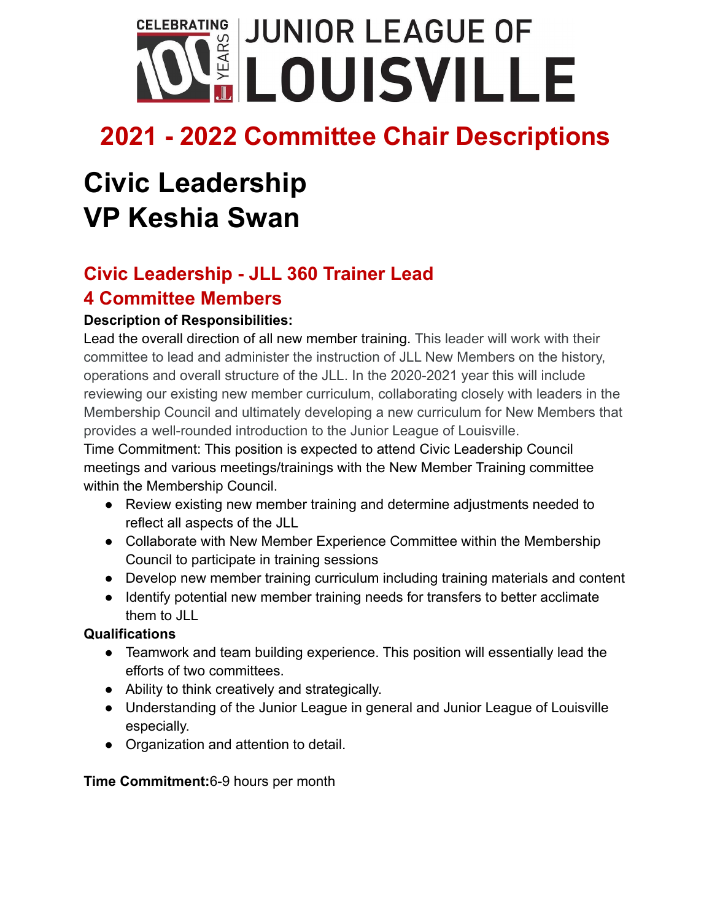# JUNIOR LEAGUE OF LOUISVILLE

## 2021 - 2022 Committee Chair Descriptions

# Civic Leadership
# VP Keshia Swan

### Civic Leadership - JLL 360 Trainer Lead
### 4 Committee Members

**Description of Responsibilities:**

Lead the overall direction of all new member training. This leader will work with their committee to lead and administer the instruction of JLL New Members on the history, operations and overall structure of the JLL. In the 2020-2021 year this will include reviewing our existing new member curriculum, collaborating closely with leaders in the Membership Council and ultimately developing a new curriculum for New Members that provides a well-rounded introduction to the Junior League of Louisville.

Time Commitment: This position is expected to attend Civic Leadership Council meetings and various meetings/trainings with the New Member Training committee within the Membership Council.

- Review existing new member training and determine adjustments needed to reflect all aspects of the JLL
- Collaborate with New Member Experience Committee within the Membership Council to participate in training sessions
- Develop new member training curriculum including training materials and content
- Identify potential new member training needs for transfers to better acclimate them to JLL

**Qualifications**

- Teamwork and team building experience. This position will essentially lead the efforts of two committees.
- Ability to think creatively and strategically.
- Understanding of the Junior League in general and Junior League of Louisville especially.
- Organization and attention to detail.

**Time Commitment:**6-9 hours per month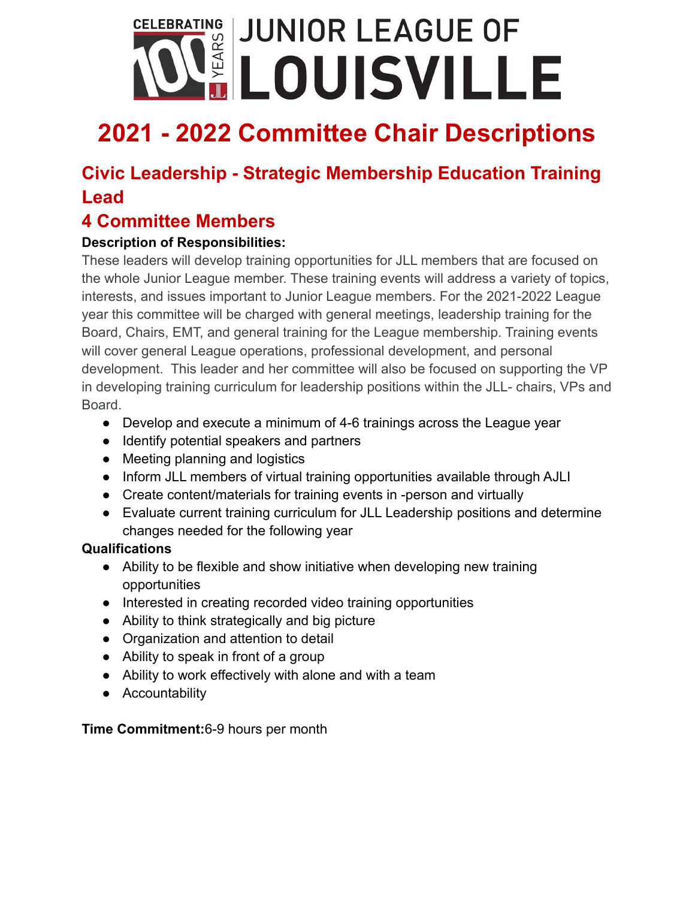# 2021 - 2022 Committee Chair Descriptions

## Civic Leadership - Strategic Membership Education Training Lead

## 4 Committee Members

**Description of Responsibilities:**

These leaders will develop training opportunities for JLL members that are focused on the whole Junior League member. These training events will address a variety of topics, interests, and issues important to Junior League members. For the 2021-2022 League year this committee will be charged with general meetings, leadership training for the Board, Chairs, EMT, and general training for the League membership. Training events will cover general League operations, professional development, and personal development. This leader and her committee will also be focused on supporting the VP in developing training curriculum for leadership positions within the JLL- chairs, VPs and Board.

- Develop and execute a minimum of 4-6 trainings across the League year
- Identify potential speakers and partners
- Meeting planning and logistics
- Inform JLL members of virtual training opportunities available through AJLI
- Create content/materials for training events in -person and virtually
- Evaluate current training curriculum for JLL Leadership positions and determine changes needed for the following year

**Qualifications**

- Ability to be flexible and show initiative when developing new training opportunities
- Interested in creating recorded video training opportunities
- Ability to think strategically and big picture
- Organization and attention to detail
- Ability to speak in front of a group
- Ability to work effectively with alone and with a team
- Accountability

**Time Commitment:**6-9 hours per month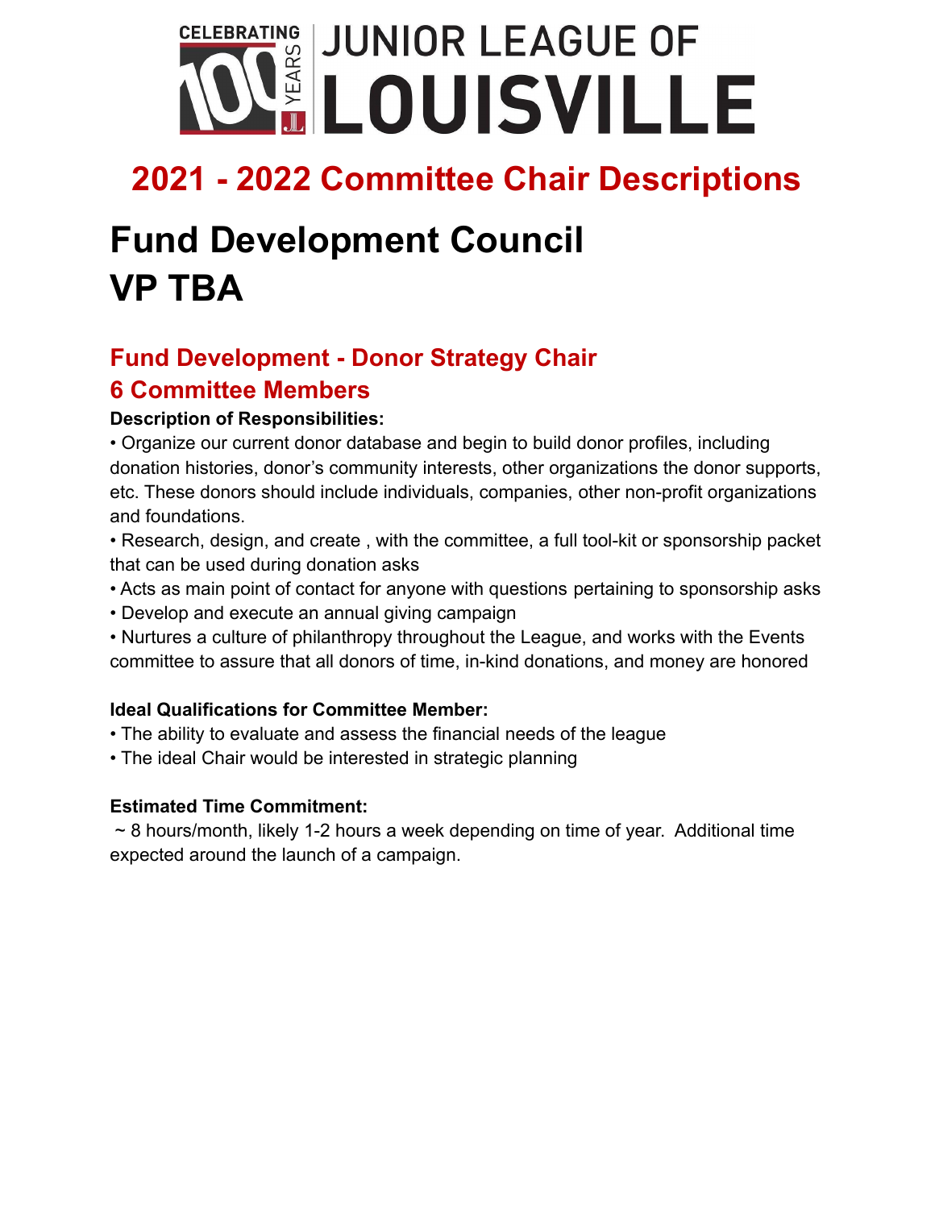# JUNIOR LEAGUE OF LOUISVILLE

CELEBRATING 100 YEARS

## 2021 - 2022 Committee Chair Descriptions

# Fund Development Council
# VP TBA

### Fund Development - Donor Strategy Chair
### 6 Committee Members

**Description of Responsibilities:**

• Organize our current donor database and begin to build donor profiles, including donation histories, donor's community interests, other organizations the donor supports, etc. These donors should include individuals, companies, other non-profit organizations and foundations.

• Research, design, and create , with the committee, a full tool-kit or sponsorship packet that can be used during donation asks

• Acts as main point of contact for anyone with questions pertaining to sponsorship asks

• Develop and execute an annual giving campaign

• Nurtures a culture of philanthropy throughout the League, and works with the Events committee to assure that all donors of time, in-kind donations, and money are honored

**Ideal Qualifications for Committee Member:**

• The ability to evaluate and assess the financial needs of the league

• The ideal Chair would be interested in strategic planning

**Estimated Time Commitment:**

~ 8 hours/month, likely 1-2 hours a week depending on time of year. Additional time expected around the launch of a campaign.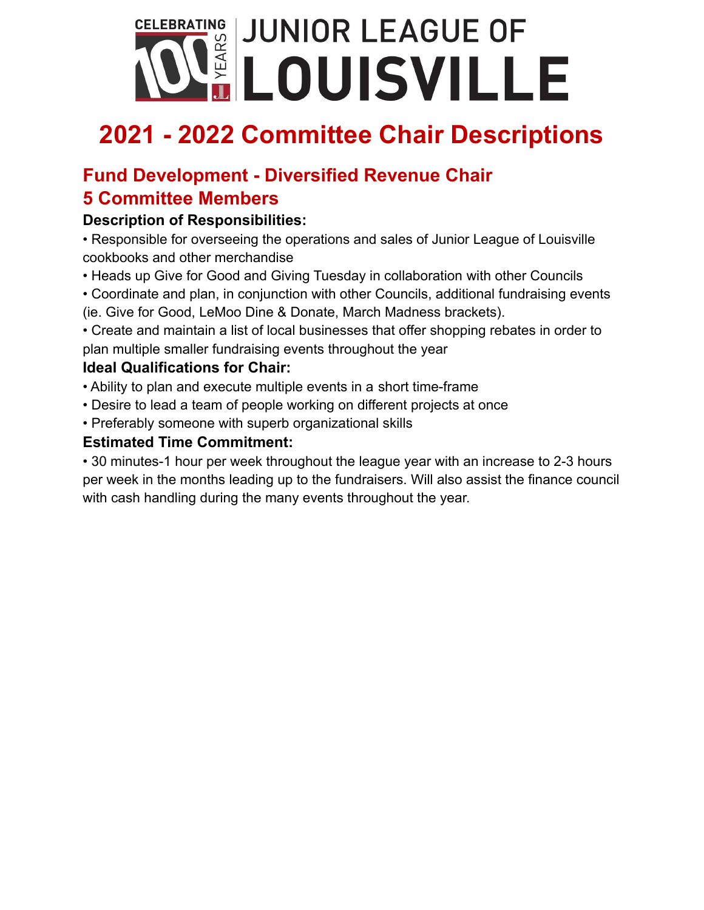# 2021 - 2022 Committee Chair Descriptions

## Fund Development - Diversified Revenue Chair
## 5 Committee Members

### Description of Responsibilities:

• Responsible for overseeing the operations and sales of Junior League of Louisville cookbooks and other merchandise
• Heads up Give for Good and Giving Tuesday in collaboration with other Councils
• Coordinate and plan, in conjunction with other Councils, additional fundraising events (ie. Give for Good, LeMoo Dine & Donate, March Madness brackets).
• Create and maintain a list of local businesses that offer shopping rebates in order to plan multiple smaller fundraising events throughout the year

### Ideal Qualifications for Chair:

• Ability to plan and execute multiple events in a short time-frame
• Desire to lead a team of people working on different projects at once
• Preferably someone with superb organizational skills

### Estimated Time Commitment:

• 30 minutes-1 hour per week throughout the league year with an increase to 2-3 hours per week in the months leading up to the fundraisers. Will also assist the finance council with cash handling during the many events throughout the year.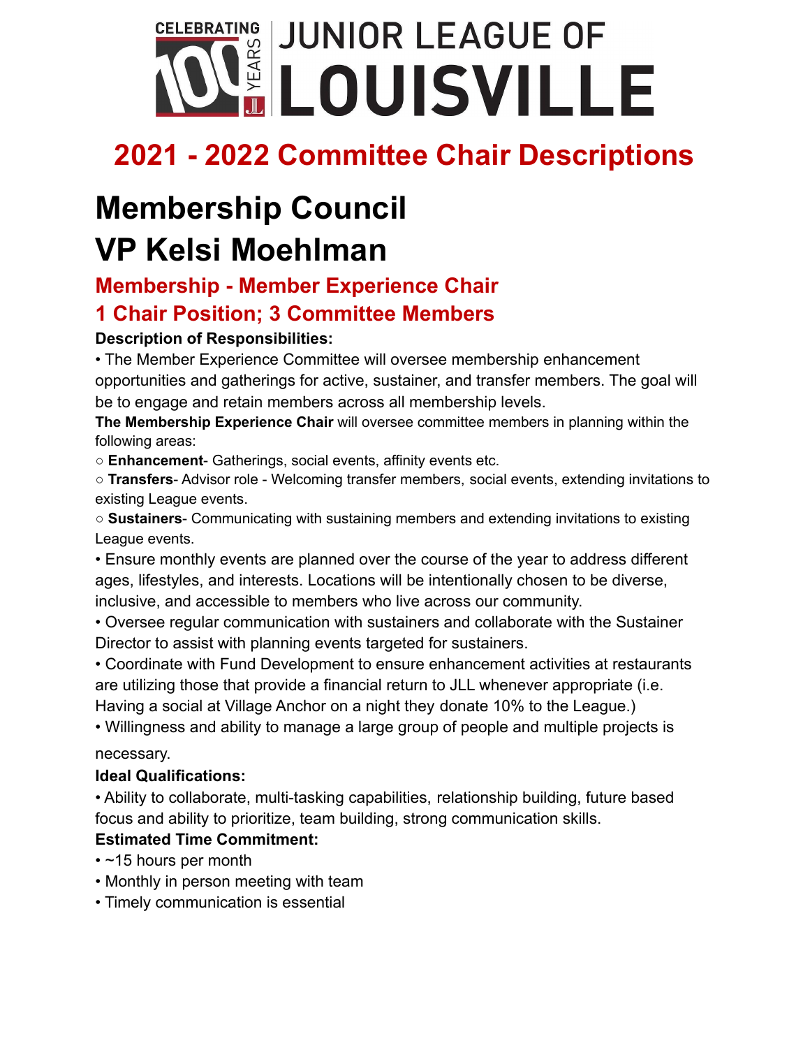# JUNIOR LEAGUE OF LOUISVILLE

CELEBRATING 100 YEARS

## 2021 - 2022 Committee Chair Descriptions

# Membership Council

# VP Kelsi Moehlman

### Membership - Member Experience Chair

### 1 Chair Position; 3 Committee Members

**Description of Responsibilities:**

• The Member Experience Committee will oversee membership enhancement opportunities and gatherings for active, sustainer, and transfer members. The goal will be to engage and retain members across all membership levels.

**The Membership Experience Chair** will oversee committee members in planning within the following areas:

○ **Enhancement**- Gatherings, social events, affinity events etc.

○ **Transfers**- Advisor role - Welcoming transfer members, social events, extending invitations to existing League events.

○ **Sustainers**- Communicating with sustaining members and extending invitations to existing League events.

• Ensure monthly events are planned over the course of the year to address different ages, lifestyles, and interests. Locations will be intentionally chosen to be diverse, inclusive, and accessible to members who live across our community.

• Oversee regular communication with sustainers and collaborate with the Sustainer Director to assist with planning events targeted for sustainers.

• Coordinate with Fund Development to ensure enhancement activities at restaurants are utilizing those that provide a financial return to JLL whenever appropriate (i.e. Having a social at Village Anchor on a night they donate 10% to the League.)

• Willingness and ability to manage a large group of people and multiple projects is necessary.

**Ideal Qualifications:**

• Ability to collaborate, multi-tasking capabilities, relationship building, future based focus and ability to prioritize, team building, strong communication skills.

**Estimated Time Commitment:**

• ~15 hours per month

• Monthly in person meeting with team

• Timely communication is essential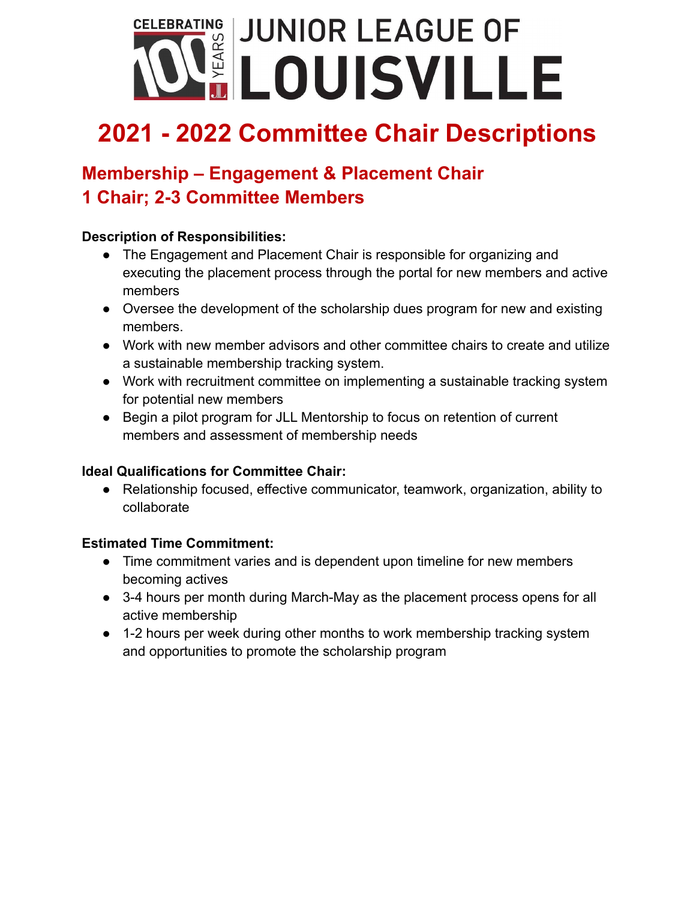JUNIOR LEAGUE OF LOUISVILLE

# 2021 - 2022 Committee Chair Descriptions

## Membership – Engagement & Placement Chair
## 1 Chair; 2-3 Committee Members

**Description of Responsibilities:**

- The Engagement and Placement Chair is responsible for organizing and executing the placement process through the portal for new members and active members
- Oversee the development of the scholarship dues program for new and existing members.
- Work with new member advisors and other committee chairs to create and utilize a sustainable membership tracking system.
- Work with recruitment committee on implementing a sustainable tracking system for potential new members
- Begin a pilot program for JLL Mentorship to focus on retention of current members and assessment of membership needs

**Ideal Qualifications for Committee Chair:**

- Relationship focused, effective communicator, teamwork, organization, ability to collaborate

**Estimated Time Commitment:**

- Time commitment varies and is dependent upon timeline for new members becoming actives
- 3-4 hours per month during March-May as the placement process opens for all active membership
- 1-2 hours per week during other months to work membership tracking system and opportunities to promote the scholarship program